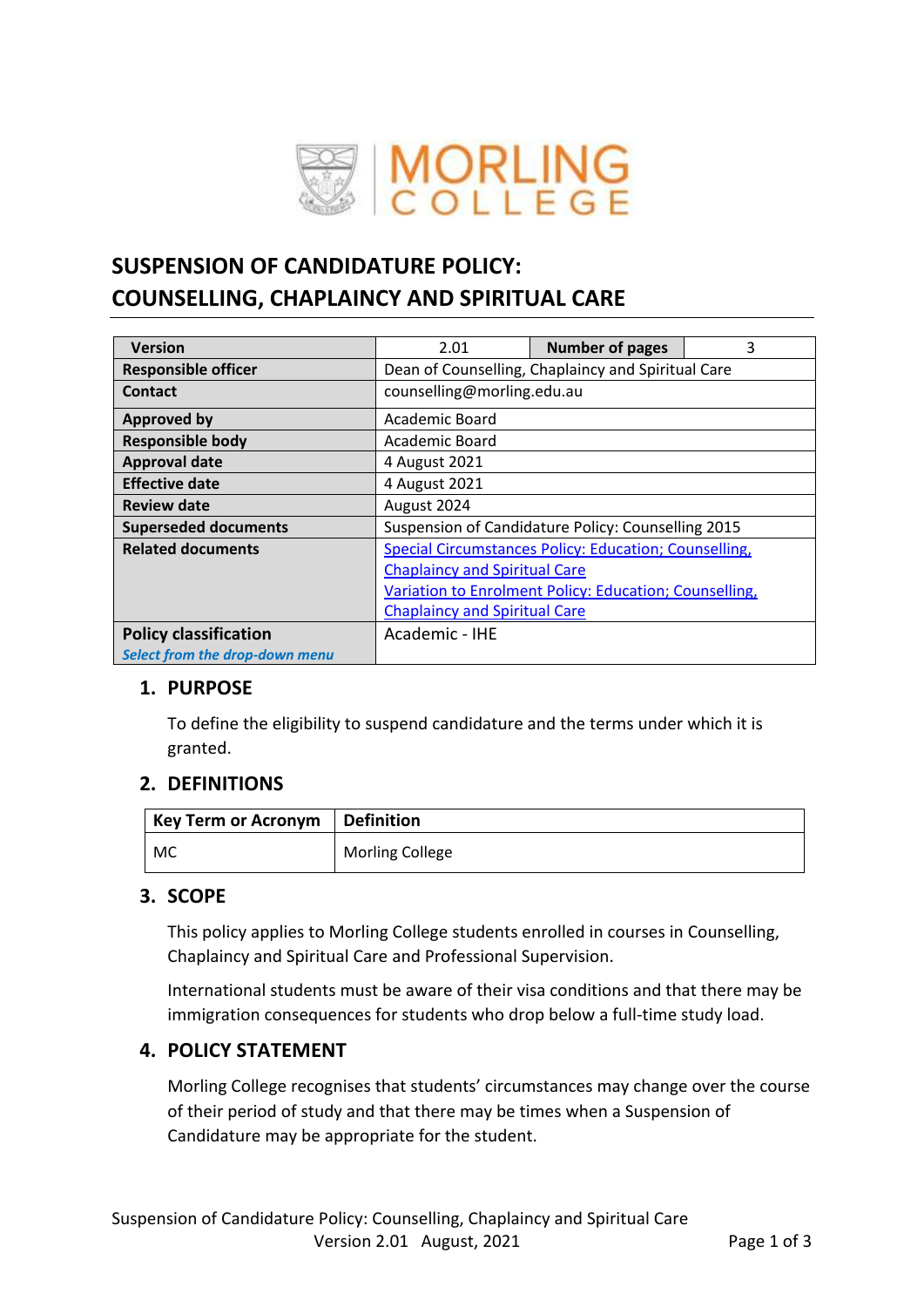# SUSPENSION OF CANDIDATURE POLICY: COUNSELLING, CHAPLAINCY AND SPIRITUAL CARE

| Version | 2.01 | Number of pages | 3 |
|---|---|---|---|
| Responsible officer | Dean of Counselling, Chaplaincy and Spiritual Care | | |
| Contact | counselling@morling.edu.au | | |
| Approved by | Academic Board | | |
| Responsible body | Academic Board | | |
| Approval date | 4 August 2021 | | |
| Effective date | 4 August 2021 | | |
| Review date | August 2024 | | |
| Superseded documents | Suspension of Candidature Policy: Counselling 2015 | | |
| Related documents | Special Circumstances Policy: Education; Counselling, Chaplaincy and Spiritual Care<br>Variation to Enrolment Policy: Education; Counselling, Chaplaincy and Spiritual Care | | |
| Policy classification<br>*Select from the drop-down menu* | Academic - IHE | | |

## 1. PURPOSE

To define the eligibility to suspend candidature and the terms under which it is granted.

## 2. DEFINITIONS

| Key Term or Acronym | Definition |
|---|---|
| MC | Morling College |

## 3. SCOPE

This policy applies to Morling College students enrolled in courses in Counselling, Chaplaincy and Spiritual Care and Professional Supervision.

International students must be aware of their visa conditions and that there may be immigration consequences for students who drop below a full-time study load.

## 4. POLICY STATEMENT

Morling College recognises that students' circumstances may change over the course of their period of study and that there may be times when a Suspension of Candidature may be appropriate for the student.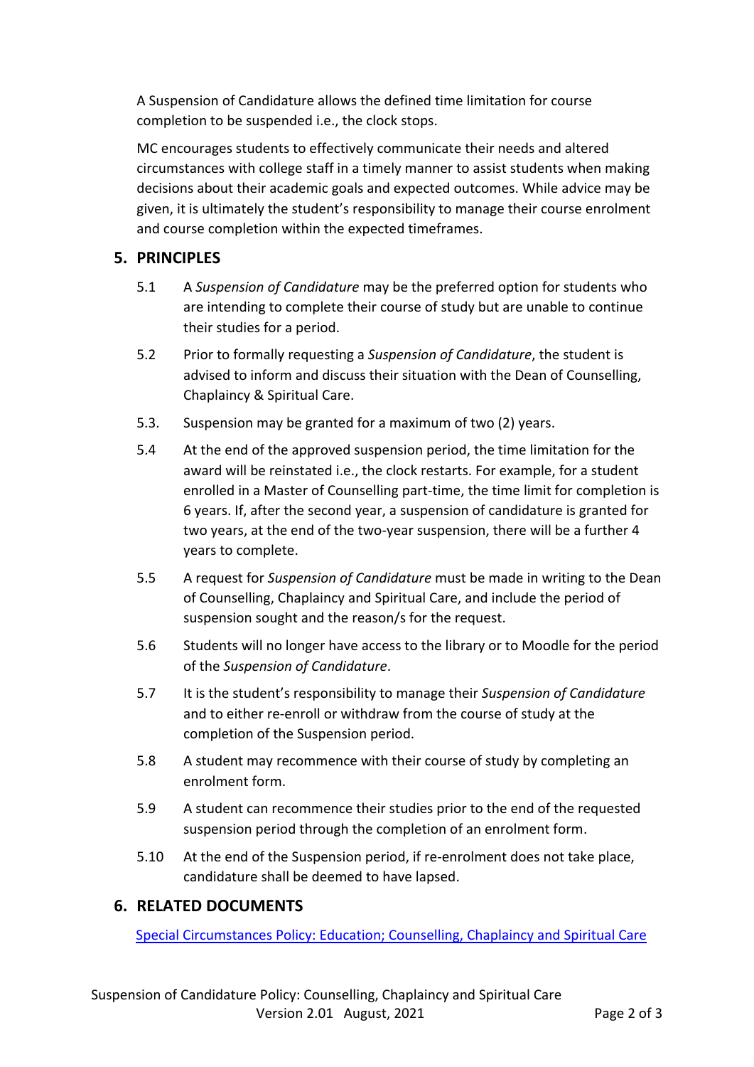A Suspension of Candidature allows the defined time limitation for course completion to be suspended i.e., the clock stops.

MC encourages students to effectively communicate their needs and altered circumstances with college staff in a timely manner to assist students when making decisions about their academic goals and expected outcomes. While advice may be given, it is ultimately the student's responsibility to manage their course enrolment and course completion within the expected timeframes.

## 5. PRINCIPLES

5.1 A *Suspension of Candidature* may be the preferred option for students who are intending to complete their course of study but are unable to continue their studies for a period.

5.2 Prior to formally requesting a *Suspension of Candidature*, the student is advised to inform and discuss their situation with the Dean of Counselling, Chaplaincy & Spiritual Care.

5.3. Suspension may be granted for a maximum of two (2) years.

5.4 At the end of the approved suspension period, the time limitation for the award will be reinstated i.e., the clock restarts. For example, for a student enrolled in a Master of Counselling part-time, the time limit for completion is 6 years. If, after the second year, a suspension of candidature is granted for two years, at the end of the two-year suspension, there will be a further 4 years to complete.

5.5 A request for *Suspension of Candidature* must be made in writing to the Dean of Counselling, Chaplaincy and Spiritual Care, and include the period of suspension sought and the reason/s for the request.

5.6 Students will no longer have access to the library or to Moodle for the period of the *Suspension of Candidature*.

5.7 It is the student's responsibility to manage their *Suspension of Candidature* and to either re-enroll or withdraw from the course of study at the completion of the Suspension period.

5.8 A student may recommence with their course of study by completing an enrolment form.

5.9 A student can recommence their studies prior to the end of the requested suspension period through the completion of an enrolment form.

5.10 At the end of the Suspension period, if re-enrolment does not take place, candidature shall be deemed to have lapsed.

## 6. RELATED DOCUMENTS

Special Circumstances Policy: Education; Counselling, Chaplaincy and Spiritual Care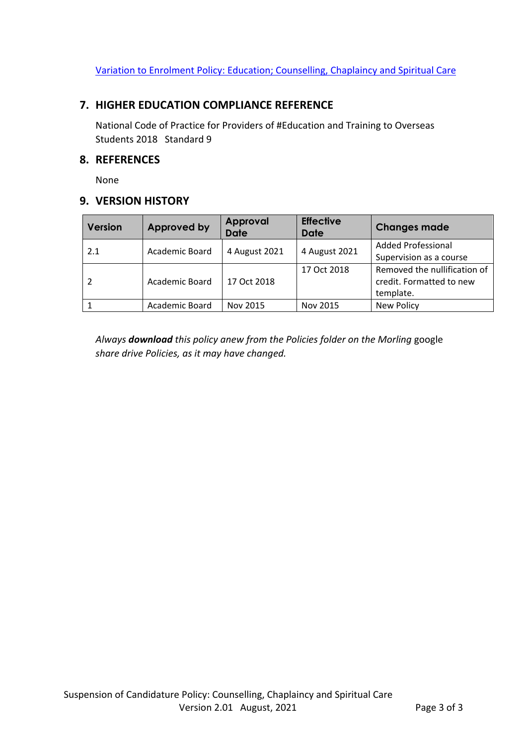[Variation to Enrolment Policy: Education; Counselling, Chaplaincy and Spiritual Care]

## 7. HIGHER EDUCATION COMPLIANCE REFERENCE

National Code of Practice for Providers of #Education and Training to Overseas Students 2018 Standard 9

## 8. REFERENCES

None

## 9. VERSION HISTORY

| Version | Approved by | Approval Date | Effective Date | Changes made |
|---|---|---|---|---|
| 2.1 | Academic Board | 4 August 2021 | 4 August 2021 | Added Professional Supervision as a course |
| 2 | Academic Board | 17 Oct 2018 | 17 Oct 2018 | Removed the nullification of credit. Formatted to new template. |
| 1 | Academic Board | Nov 2015 | Nov 2015 | New Policy |

*Always **download** this policy anew from the Policies folder on the Morling* google *share drive Policies, as it may have changed.*